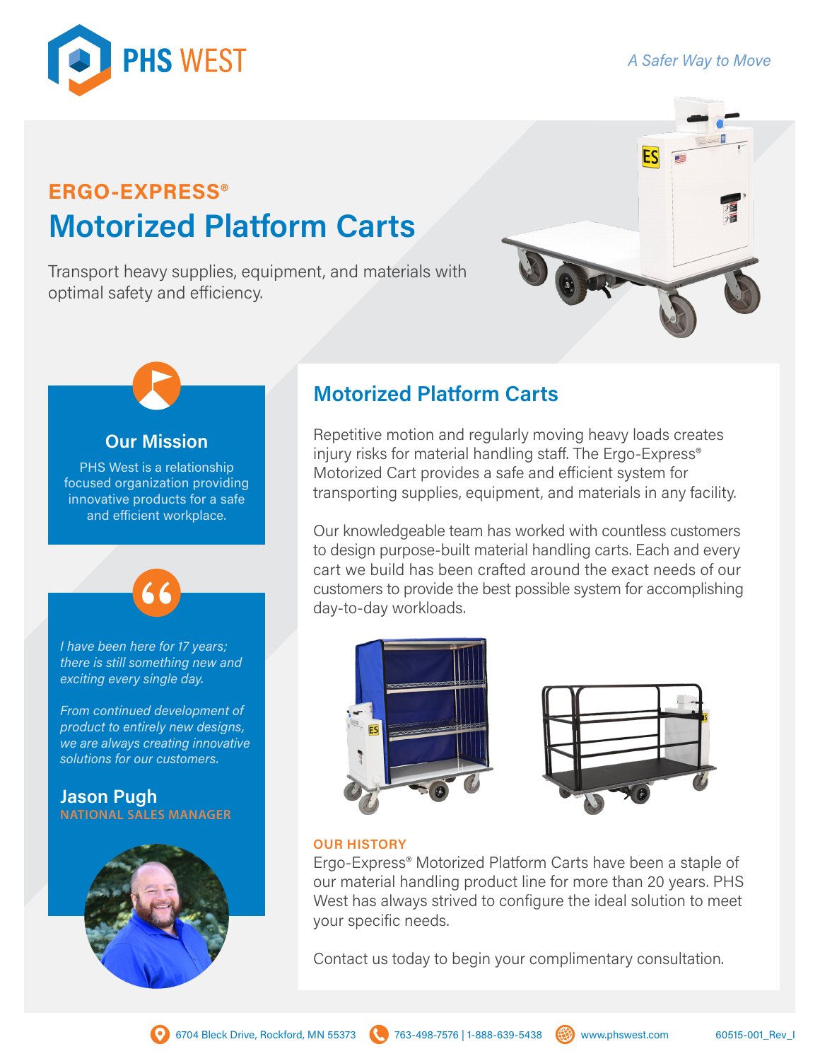PHS WEST

*A Safer Way to Move*

## ERGO-EXPRESS®

# Motorized Platform Carts

Transport heavy supplies, equipment, and materials with optimal safety and efficiency.

### Our Mission

PHS West is a relationship focused organization providing innovative products for a safe and efficient workplace.

*I have been here for 17 years; there is still something new and exciting every single day.*

*From continued development of product to entirely new designs, we are always creating innovative solutions for our customers.*

**Jason Pugh**
NATIONAL SALES MANAGER

## Motorized Platform Carts

Repetitive motion and regularly moving heavy loads creates injury risks for material handling staff. The Ergo-Express® Motorized Cart provides a safe and efficient system for transporting supplies, equipment, and materials in any facility.

Our knowledgeable team has worked with countless customers to design purpose-built material handling carts. Each and every cart we build has been crafted around the exact needs of our customers to provide the best possible system for accomplishing day-to-day workloads.

### OUR HISTORY

Ergo-Express® Motorized Platform Carts have been a staple of our material handling product line for more than 20 years. PHS West has always strived to configure the ideal solution to meet your specific needs.

Contact us today to begin your complimentary consultation.

6704 Bleck Drive, Rockford, MN 55373 | 763-498-7576 | 1-888-639-5438 | www.phswest.com

60515-001_Rev_I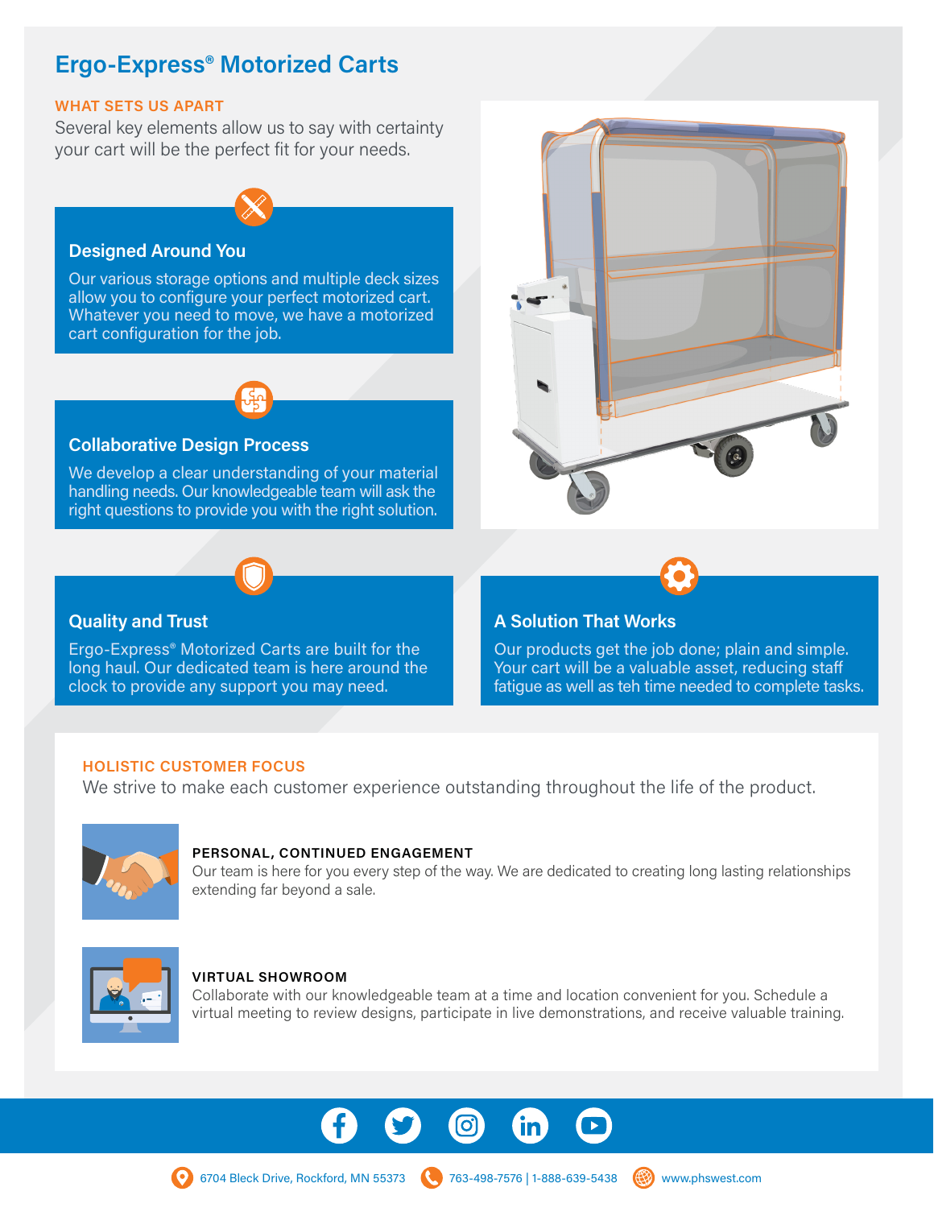# Ergo-Express® Motorized Carts

**WHAT SETS US APART**

Several key elements allow us to say with certainty your cart will be the perfect fit for your needs.

### Designed Around You

Our various storage options and multiple deck sizes allow you to configure your perfect motorized cart. Whatever you need to move, we have a motorized cart configuration for the job.

### Collaborative Design Process

We develop a clear understanding of your material handling needs. Our knowledgeable team will ask the right questions to provide you with the right solution.

### Quality and Trust

Ergo-Express® Motorized Carts are built for the long haul. Our dedicated team is here around the clock to provide any support you may need.

### A Solution That Works

Our products get the job done; plain and simple. Your cart will be a valuable asset, reducing staff fatigue as well as teh time needed to complete tasks.

**HOLISTIC CUSTOMER FOCUS**

We strive to make each customer experience outstanding throughout the life of the product.

**PERSONAL, CONTINUED ENGAGEMENT**

Our team is here for you every step of the way. We are dedicated to creating long lasting relationships extending far beyond a sale.

**VIRTUAL SHOWROOM**

Collaborate with our knowledgeable team at a time and location convenient for you. Schedule a virtual meeting to review designs, participate in live demonstrations, and receive valuable training.

6704 Bleck Drive, Rockford, MN 55373 | 763-498-7576 | 1-888-639-5438 | www.phswest.com